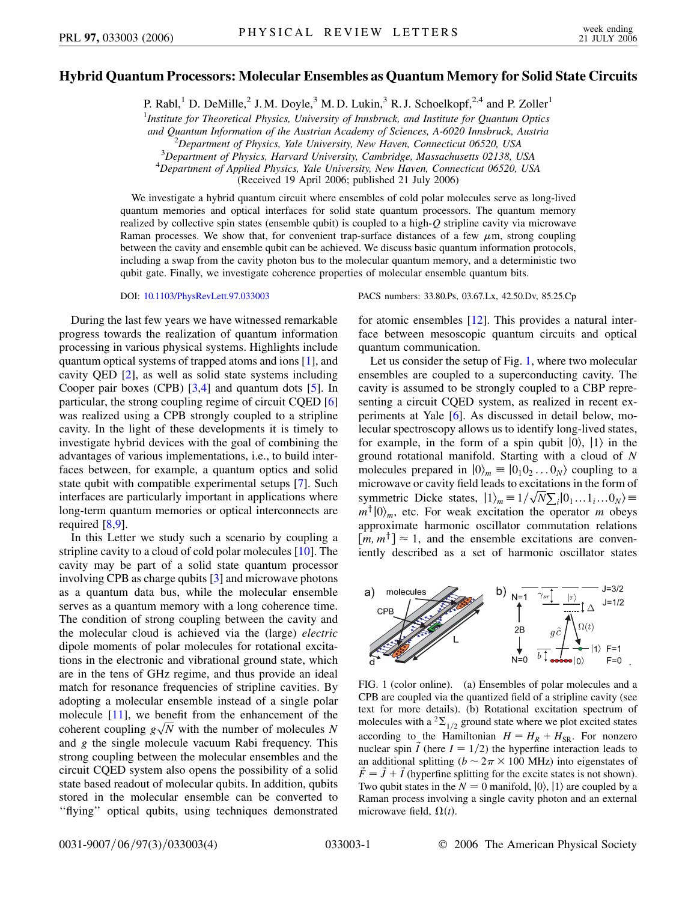# Hybrid Quantum Processors: Molecular Ensembles as Quantum Memory for Solid State Circuits

P. Rabl,[1] D. DeMille,[2] J. M. Doyle,[3] M. D. Lukin,[3] R. J. Schoelkopf,[2,4] and P. Zoller[1]

[1]*Institute for Theoretical Physics, University of Innsbruck, and Institute for Quantum Optics and Quantum Information of the Austrian Academy of Sciences, A-6020 Innsbruck, Austria*
[2]*Department of Physics, Yale University, New Haven, Connecticut 06520, USA*
[3]*Department of Physics, Harvard University, Cambridge, Massachusetts 02138, USA*
[4]*Department of Applied Physics, Yale University, New Haven, Connecticut 06520, USA*
(Received 19 April 2006; published 21 July 2006)

We investigate a hybrid quantum circuit where ensembles of cold polar molecules serve as long-lived quantum memories and optical interfaces for solid state quantum processors. The quantum memory realized by collective spin states (ensemble qubit) is coupled to a high-$Q$ stripline cavity via microwave Raman processes. We show that, for convenient trap-surface distances of a few $\mu$m, strong coupling between the cavity and ensemble qubit can be achieved. We discuss basic quantum information protocols, including a swap from the cavity photon bus to the molecular quantum memory, and a deterministic two qubit gate. Finally, we investigate coherence properties of molecular ensemble quantum bits.

DOI: 10.1103/PhysRevLett.97.033003 PACS numbers: 33.80.Ps, 03.67.Lx, 42.50.Dv, 85.25.Cp

During the last few years we have witnessed remarkable progress towards the realization of quantum information processing in various physical systems. Highlights include quantum optical systems of trapped atoms and ions [1], and cavity QED [2], as well as solid state systems including Cooper pair boxes (CPB) [3,4] and quantum dots [5]. In particular, the strong coupling regime of circuit CQED [6] was realized using a CPB strongly coupled to a stripline cavity. In the light of these developments it is timely to investigate hybrid devices with the goal of combining the advantages of various implementations, i.e., to build interfaces between, for example, a quantum optics and solid state qubit with compatible experimental setups [7]. Such interfaces are particularly important in applications where long-term quantum memories or optical interconnects are required [8,9].

In this Letter we study such a scenario by coupling a stripline cavity to a cloud of cold polar molecules [10]. The cavity may be part of a solid state quantum processor involving CPB as charge qubits [3] and microwave photons as a quantum data bus, while the molecular ensemble serves as a quantum memory with a long coherence time. The condition of strong coupling between the cavity and the molecular cloud is achieved via the (large) *electric* dipole moments of polar molecules for rotational excitations in the electronic and vibrational ground state, which are in the tens of GHz regime, and thus provide an ideal match for resonance frequencies of stripline cavities. By adopting a molecular ensemble instead of a single polar molecule [11], we benefit from the enhancement of the coherent coupling $g\sqrt{N}$ with the number of molecules $N$ and $g$ the single molecule vacuum Rabi frequency. This strong coupling between the molecular ensembles and the circuit CQED system also opens the possibility of a solid state based readout of molecular qubits. In addition, qubits stored in the molecular ensemble can be converted to "flying" optical qubits, using techniques demonstrated for atomic ensembles [12]. This provides a natural interface between mesoscopic quantum circuits and optical quantum communication.

Let us consider the setup of Fig. 1, where two molecular ensembles are coupled to a superconducting cavity. The cavity is assumed to be strongly coupled to a CBP representing a circuit CQED system, as realized in recent experiments at Yale [6]. As discussed in detail below, molecular spectroscopy allows us to identify long-lived states, for example, in the form of a spin qubit $|0\rangle$, $|1\rangle$ in the ground rotational manifold. Starting with a cloud of $N$ molecules prepared in $|0\rangle_m \equiv |0_1 0_2 \dots 0_N\rangle$ coupling to a microwave or cavity field leads to excitations in the form of symmetric Dicke states, $|1\rangle_m \equiv 1/\sqrt{N}\sum_i |0_1 \dots 1_i \dots 0_N\rangle \equiv m^\dagger |0\rangle_m$, etc. For weak excitation the operator $m$ obeys approximate harmonic oscillator commutation relations $[m, m^\dagger] \approx 1$, and the ensemble excitations are conveniently described as a set of harmonic oscillator states

FIG. 1 (color online). (a) Ensembles of polar molecules and a CPB are coupled via the quantized field of a stripline cavity (see text for more details). (b) Rotational excitation spectrum of molecules with a $^2\Sigma_{1/2}$ ground state where we plot excited states according to the Hamiltonian $H = H_R + H_{SR}$. For nonzero nuclear spin $\vec{I}$ (here $I = 1/2$) the hyperfine interaction leads to an additional splitting ($b \sim 2\pi \times 100$ MHz) into eigenstates of $\vec{F} = \vec{J} + \vec{I}$ (hyperfine splitting for the excite states is not shown). Two qubit states in the $N = 0$ manifold, $|0\rangle$, $|1\rangle$ are coupled by a Raman process involving a single cavity photon and an external microwave field, $\Omega(t)$.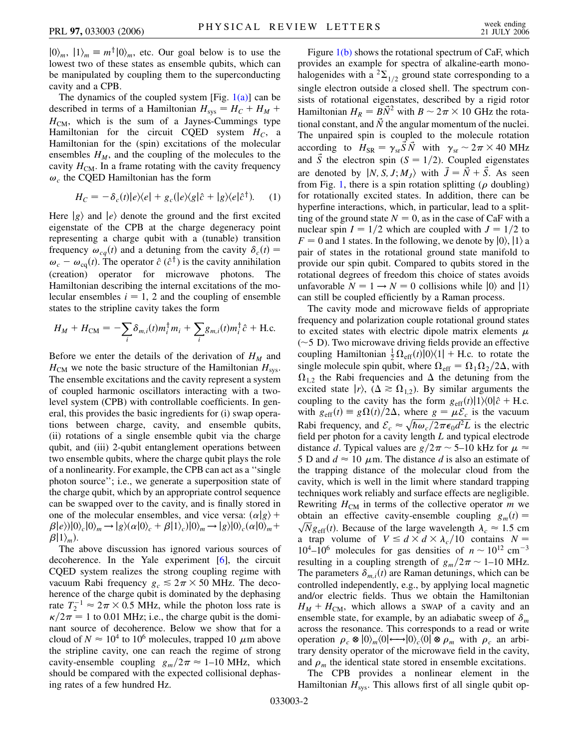$|0\rangle_m$, $|1\rangle_m \equiv m^\dagger|0\rangle_m$, etc. Our goal below is to use the lowest two of these states as ensemble qubits, which can be manipulated by coupling them to the superconducting cavity and a CPB.

The dynamics of the coupled system [Fig. 1(a)] can be described in terms of a Hamiltonian $H_{\text{sys}} = H_C + H_M + H_{\text{CM}}$, which is the sum of a Jaynes-Cummings type Hamiltonian for the circuit CQED system $H_C$, a Hamiltonian for the (spin) excitations of the molecular ensembles $H_M$, and the coupling of the molecules to the cavity $H_{\text{CM}}$. In a frame rotating with the cavity frequency $\omega_c$ the CQED Hamiltonian has the form

$$H_C = -\delta_c(t)|e\rangle\langle e| + g_c(|e\rangle\langle g|\hat{c} + |g\rangle\langle e|\hat{c}^\dagger). \quad (1)$$

Here $|g\rangle$ and $|e\rangle$ denote the ground and the first excited eigenstate of the CPB at the charge degeneracy point representing a charge qubit with a (tunable) transition frequency $\omega_{cq}(t)$ and a detuning from the cavity $\delta_c(t) = \omega_c - \omega_{\text{cq}}(t)$. The operator $\hat{c}$ ($\hat{c}^\dagger$) is the cavity annihilation (creation) operator for microwave photons. The Hamiltonian describing the internal excitations of the molecular ensembles $i = 1, 2$ and the coupling of ensemble states to the stripline cavity takes the form

$$H_M + H_{\text{CM}} = -\sum_i \delta_{m,i}(t) m_i^\dagger m_i + \sum_i g_{m,i}(t) m_i^\dagger \hat{c} + \text{H.c.}$$

Before we enter the details of the derivation of $H_M$ and $H_{\text{CM}}$ we note the basic structure of the Hamiltonian $H_{\text{sys}}$. The ensemble excitations and the cavity represent a system of coupled harmonic oscillators interacting with a two-level system (CPB) with controllable coefficients. In general, this provides the basic ingredients for (i) swap operations between charge, cavity, and ensemble qubits, (ii) rotations of a single ensemble qubit via the charge qubit, and (iii) 2-qubit entanglement operations between two ensemble qubits, where the charge qubit plays the role of a nonlinearity. For example, the CPB can act as a "single photon source"; i.e., we generate a superposition state of the charge qubit, which by an appropriate control sequence can be swapped over to the cavity, and is finally stored in one of the molecular ensembles, and vice versa: $(\alpha|g\rangle + \beta|e\rangle)|0\rangle_c|0\rangle_m \rightarrow |g\rangle(\alpha|0\rangle_c + \beta|1\rangle_c)|0\rangle_m \rightarrow |g\rangle|0\rangle_c(\alpha|0\rangle_m + \beta|1\rangle_m)$.

The above discussion has ignored various sources of decoherence. In the Yale experiment [6], the circuit CQED system realizes the strong coupling regime with vacuum Rabi frequency $g_c \lesssim 2\pi \times 50$ MHz. The decoherence of the charge qubit is dominated by the dephasing rate $T_2^{-1} \approx 2\pi \times 0.5$ MHz, while the photon loss rate is $\kappa/2\pi = 1$ to 0.01 MHz; i.e., the charge qubit is the dominant source of decoherence. Below we show that for a cloud of $N \approx 10^4$ to $10^6$ molecules, trapped 10 $\mu$m above the stripline cavity, one can reach the regime of strong cavity-ensemble coupling $g_m/2\pi \approx 1$–10 MHz, which should be compared with the expected collisional dephasing rates of a few hundred Hz.

Figure 1(b) shows the rotational spectrum of CaF, which provides an example for spectra of alkaline-earth monohalogenides with a $^2\Sigma_{1/2}$ ground state corresponding to a single electron outside a closed shell. The spectrum consists of rotational eigenstates, described by a rigid rotor Hamiltonian $H_R = B\vec{N}^2$ with $B \sim 2\pi \times 10$ GHz the rotational constant, and $\vec{N}$ the angular momentum of the nuclei. The unpaired spin is coupled to the molecule rotation according to $H_{\text{SR}} = \gamma_{\text{sr}}\vec{S}\vec{N}$ with $\gamma_{\text{sr}} \sim 2\pi \times 40$ MHz and $\vec{S}$ the electron spin ($S = 1/2$). Coupled eigenstates are denoted by $|N, S, J; M_J\rangle$ with $\vec{J} = \vec{N} + \vec{S}$. As seen from Fig. 1, there is a spin rotation splitting ($\rho$ doubling) for rotationally excited states. In addition, there can be hyperfine interactions, which, in particular, lead to a splitting of the ground state $N = 0$, as in the case of CaF with a nuclear spin $I = 1/2$ which are coupled with $J = 1/2$ to $F = 0$ and 1 states. In the following, we denote by $|0\rangle$, $|1\rangle$ a pair of states in the rotational ground state manifold to provide our spin qubit. Compared to qubits stored in the rotational degrees of freedom this choice of states avoids unfavorable $N = 1 \rightarrow N = 0$ collisions while $|0\rangle$ and $|1\rangle$ can still be coupled efficiently by a Raman process.

The cavity mode and microwave fields of appropriate frequency and polarization couple rotational ground states to excited states with electric dipole matrix elements $\mu$ ($\sim$5 D). Two microwave driving fields provide an effective coupling Hamiltonian $\frac{1}{2}\Omega_{\text{eff}}(t)|0\rangle\langle 1| + \text{H.c.}$ to rotate the single molecule spin qubit, where $\Omega_{\text{eff}} = \Omega_1\Omega_2/2\Delta$, with $\Omega_{1,2}$ the Rabi frequencies and $\Delta$ the detuning from the excited state $|r\rangle$, ($\Delta \gtrsim \Omega_{1,2}$). By similar arguments the coupling to the cavity has the form $g_{\text{eff}}(t)|1\rangle\langle 0|\hat{c} + \text{H.c.}$ with $g_{\text{eff}}(t) \equiv g\Omega(t)/2\Delta$, where $g = \mu\mathcal{E}_c$ is the vacuum Rabi frequency, and $\mathcal{E}_c \approx \sqrt{\hbar\omega_c/2\pi\epsilon_0 d^2 L}$ is the electric field per photon for a typical length $L$ and typical electrode distance $d$. Typical values are $g/2\pi \sim 5$–10 kHz for $\mu \approx 5$ D and $d \approx 10$ $\mu$m. The distance $d$ is also an estimate of the trapping distance of the molecular cloud from the cavity, which is well in the limit where standard trapping techniques work reliably and surface effects are negligible. Rewriting $H_{\text{CM}}$ in terms of the collective operator $m$ we obtain an effective cavity-ensemble coupling $g_m(t) = \sqrt{N}g_{\text{eff}}(t)$. Because of the large wavelength $\lambda_c \approx 1.5$ cm a trap volume of $V \leq d \times d \times \lambda_c/10$ contains $N = 10^4$–$10^6$ molecules for gas densities of $n \sim 10^{12}$ cm$^{-3}$ resulting in a coupling strength of $g_m/2\pi \sim 1$–10 MHz. The parameters $\delta_{m,i}(t)$ are Raman detunings, which can be controlled independently, e.g., by applying local magnetic and/or electric fields. Thus we obtain the Hamiltonian $H_M + H_{\text{CM}}$, which allows a SWAP of a cavity and an ensemble state, for example, by an adiabatic sweep of $\delta_m$ across the resonance. This corresponds to a read or write operation $\rho_c \otimes |0\rangle_m\langle 0| \longleftrightarrow |0\rangle_c\langle 0| \otimes \rho_m$ with $\rho_c$ an arbitrary density operator of the microwave field in the cavity, and $\rho_m$ the identical state stored in ensemble excitations.

The CPB provides a nonlinear element in the Hamiltonian $H_{\text{sys}}$. This allows first of all single qubit op-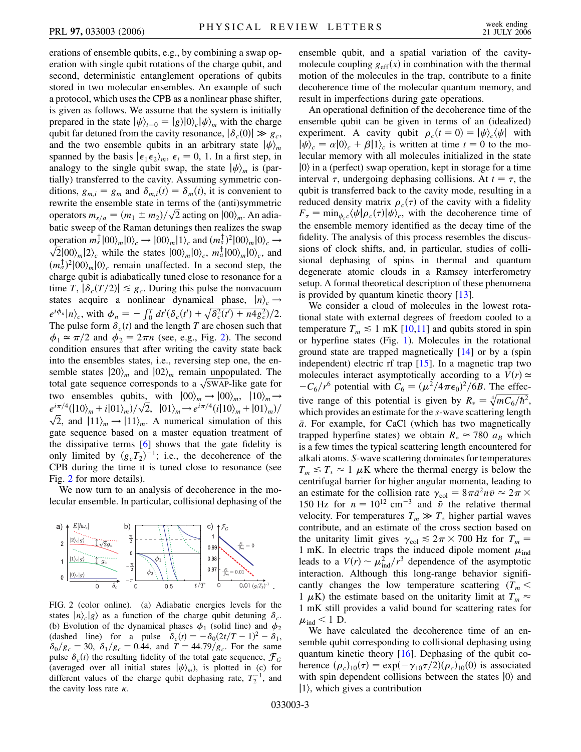erations of ensemble qubits, e.g., by combining a swap operation with single qubit rotations of the charge qubit, and second, deterministic entanglement operations of qubits stored in two molecular ensembles. An example of such a protocol, which uses the CPB as a nonlinear phase shifter, is given as follows. We assume that the system is initially prepared in the state $|\psi\rangle_{t=0} = |g\rangle|0\rangle_c|\psi\rangle_m$ with the charge qubit far detuned from the cavity resonance, $|\delta_c(0)| \gg g_c$, and the two ensemble qubits in an arbitrary state $|\psi\rangle_m$ spanned by the basis $|\epsilon_1\epsilon_2\rangle_m$, $\epsilon_i = 0, 1$. In a first step, in analogy to the single qubit swap, the state $|\psi\rangle_m$ is (partially) transferred to the cavity. Assuming symmetric conditions, $g_{m,i} = g_m$ and $\delta_{m,i}(t) = \delta_m(t)$, it is convenient to rewrite the ensemble state in terms of the (anti)symmetric operators $m_{s/a} = (m_1 \pm m_2)/\sqrt{2}$ acting on $|00\rangle_m$. An adiabatic sweep of the Raman detunings then realizes the swap operation $m_s^\dagger|00\rangle_m|0\rangle_c \to |00\rangle_m|1\rangle_c$ and $(m_s^\dagger)^2|00\rangle_m|0\rangle_c \to \sqrt{2}|00\rangle_m|2\rangle_c$ while the states $|00\rangle_m|0\rangle_c$, $m_a^\dagger|00\rangle_m|0\rangle_c$, and $(m_a^\dagger)^2|00\rangle_m|0\rangle_c$ remain unaffected. In a second step, the charge qubit is adiabatically tuned close to resonance for a time $T$, $|\delta_c(T/2)| \lesssim g_c$. During this pulse the nonvacuum states acquire a nonlinear dynamical phase, $|n\rangle_c \to e^{i\phi_n}|n\rangle_c$, with $\phi_n = -\int_0^T dt'(\delta_c(t') + \sqrt{\delta_c^2(t') + n4g_c^2})/2$. The pulse form $\delta_c(t)$ and the length $T$ are chosen such that $\phi_1 \simeq \pi/2$ and $\phi_2 = 2\pi n$ (see, e.g., Fig. 2). The second condition ensures that after writing the cavity state back into the ensembles states, i.e., reversing step one, the ensemble states $|20\rangle_m$ and $|02\rangle_m$ remain unpopulated. The total gate sequence corresponds to a $\sqrt{\text{SWAP}}$-like gate for two ensembles qubits, with $|00\rangle_m \to |00\rangle_m$, $|10\rangle_m \to e^{i\pi/4}(|10\rangle_m + i|01\rangle_m)/\sqrt{2}$, $|01\rangle_m \to e^{i\pi/4}(i|10\rangle_m + |01\rangle_m)/\sqrt{2}$, and $|11\rangle_m \to |11\rangle_m$. A numerical simulation of this gate sequence based on a master equation treatment of the dissipative terms [6] shows that the gate fidelity is only limited by $(g_cT_2)^{-1}$; i.e., the decoherence of the CPB during the time it is tuned close to resonance (see Fig. 2 for more details).

We now turn to an analysis of decoherence in the molecular ensemble. In particular, collisional dephasing of the ensemble qubit, and a spatial variation of the cavity-molecule coupling $g_{\text{eff}}(x)$ in combination with the thermal motion of the molecules in the trap, contribute to a finite decoherence time of the molecular quantum memory, and result in imperfections during gate operations.

An operational definition of the decoherence time of the ensemble qubit can be given in terms of an (idealized) experiment. A cavity qubit $\rho_c(t=0) = |\psi\rangle_c\langle\psi|$ with $|\psi\rangle_c = \alpha|0\rangle_c + \beta|1\rangle_c$ is written at time $t = 0$ to the molecular memory with all molecules initialized in the state $|0\rangle$ in a (perfect) swap operation, kept in storage for a time interval $\tau$, undergoing dephasing collisions. At $t = \tau$, the qubit is transferred back to the cavity mode, resulting in a reduced density matrix $\rho_c(\tau)$ of the cavity with a fidelity $F_\tau = \min_{\psi_c}\langle\psi|\rho_c(\tau)|\psi\rangle_c$, with the decoherence time of the ensemble memory identified as the decay time of the fidelity. The analysis of this process resembles the discussions of clock shifts, and, in particular, studies of collisional dephasing of spins in thermal and quantum degenerate atomic clouds in a Ramsey interferometry setup. A formal theoretical description of these phenomena is provided by quantum kinetic theory [13].

We consider a cloud of molecules in the lowest rotational state with external degrees of freedom cooled to a temperature $T_m \lesssim 1$ mK [10,11] and qubits stored in spin or hyperfine states (Fig. 1). Molecules in the rotational ground state are trapped magnetically [14] or by a (spin independent) electric rf trap [15]. In a magnetic trap two molecules interact asymptotically according to a $V(r) \simeq -C_6/r^6$ potential with $C_6 = (\mu^2/4\pi\epsilon_0)^2/6B$. The effective range of this potential is given by $R_* = \sqrt[4]{mC_6/\hbar^2}$, which provides an estimate for the $s$-wave scattering length $\bar{a}$. For example, for CaCl (which has two magnetically trapped hyperfine states) we obtain $R_* \approx 780\ a_B$ which is a few times the typical scattering length encountered for alkali atoms. $S$-wave scattering dominates for temperatures $T_m \lesssim T_* \approx 1\ \mu$K where the thermal energy is below the centrifugal barrier for higher angular momenta, leading to an estimate for the collision rate $\gamma_{\text{col}} = 8\pi\bar{a}^2 n\bar{v} \approx 2\pi \times 150$ Hz for $n = 10^{12}$ cm$^{-3}$ and $\bar{v}$ the relative thermal velocity. For temperatures $T_m \gg T_*$ higher partial waves contribute, and an estimate of the cross section based on the unitarity limit gives $\gamma_{\text{col}} \lesssim 2\pi \times 700$ Hz for $T_m = 1$ mK. In electric traps the induced dipole moment $\mu_{\text{ind}}$ leads to a $V(r) \sim \mu_{\text{ind}}^2/r^3$ dependence of the asymptotic interaction. Although this long-range behavior significantly changes the low temperature scattering ($T_m < 1\ \mu$K) the estimate based on the unitarity limit at $T_m \approx 1$ mK still provides a valid bound for scattering rates for $\mu_{\text{ind}} < 1$ D.

We have calculated the decoherence time of an ensemble qubit corresponding to collisional dephasing using quantum kinetic theory [16]. Dephasing of the qubit coherence $(\rho_c)_{10}(\tau) = \exp(-\gamma_{10}\tau/2)(\rho_c)_{10}(0)$ is associated with spin dependent collisions between the states $|0\rangle$ and $|1\rangle$, which gives a contribution

FIG. 2 (color online). (a) Adiabatic energies levels for the states $|n\rangle_c|g\rangle$ as a function of the charge qubit detuning $\delta_c$. (b) Evolution of the dynamical phases $\phi_1$ (solid line) and $\phi_2$ (dashed line) for a pulse $\delta_c(t) = -\delta_0(2t/T - 1)^2 - \delta_1$, $\delta_0/g_c = 30$, $\delta_1/g_c = 0.44$, and $T = 44.79/g_c$. For the same pulse $\delta_c(t)$ the resulting fidelity of the total gate sequence, $\mathcal{F}_G$ (averaged over all initial states $|\psi\rangle_m$), is plotted in (c) for different values of the charge qubit dephasing rate, $T_2^{-1}$, and the cavity loss rate $\kappa$.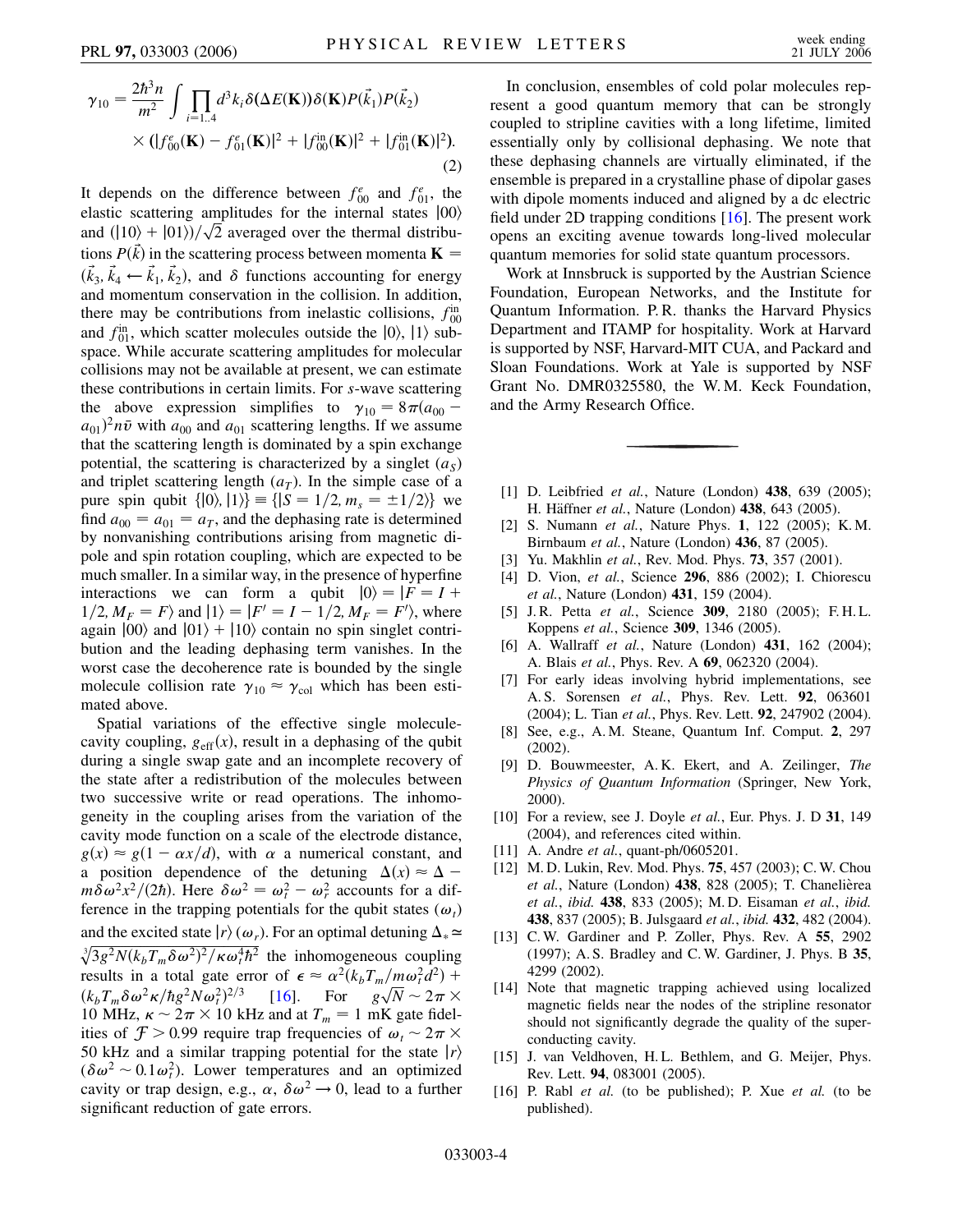$$\gamma_{10} = \frac{2\hbar^3 n}{m^2} \int \prod_{i=1..4} d^3 k_i \delta(\Delta E(\mathbf{K}))\delta(\mathbf{K})P(\vec{k}_1)P(\vec{k}_2) \times (|f^e_{00}(\mathbf{K}) - f^e_{01}(\mathbf{K})|^2 + |f^{\text{in}}_{00}(\mathbf{K})|^2 + |f^{\text{in}}_{01}(\mathbf{K})|^2). \tag{2}$$

It depends on the difference between $f^e_{00}$ and $f^e_{01}$, the elastic scattering amplitudes for the internal states $|00\rangle$ and $(|10\rangle + |01\rangle)/\sqrt{2}$ averaged over the thermal distributions $P(\vec{k})$ in the scattering process between momenta $\mathbf{K} = (\vec{k}_3, \vec{k}_4 \leftarrow \vec{k}_1, \vec{k}_2)$, and $\delta$ functions accounting for energy and momentum conservation in the collision. In addition, there may be contributions from inelastic collisions, $f^{\text{in}}_{00}$ and $f^{\text{in}}_{01}$, which scatter molecules outside the $|0\rangle$, $|1\rangle$ subspace. While accurate scattering amplitudes for molecular collisions may not be available at present, we can estimate these contributions in certain limits. For $s$-wave scattering the above expression simplifies to $\gamma_{10} = 8\pi(a_{00} - a_{01})^2 n\bar{v}$ with $a_{00}$ and $a_{01}$ scattering lengths. If we assume that the scattering length is dominated by a spin exchange potential, the scattering is characterized by a singlet ($a_S$) and triplet scattering length ($a_T$). In the simple case of a pure spin qubit $\{|0\rangle, |1\rangle\} \equiv \{|S = 1/2, m_s = \pm 1/2\rangle\}$ we find $a_{00} = a_{01} = a_T$, and the dephasing rate is determined by nonvanishing contributions arising from magnetic dipole and spin rotation coupling, which are expected to be much smaller. In a similar way, in the presence of hyperfine interactions we can form a qubit $|0\rangle = |F = I + 1/2, M_F = F\rangle$ and $|1\rangle = |F' = I - 1/2, M_F = F'\rangle$, where again $|00\rangle$ and $|01\rangle + |10\rangle$ contain no spin singlet contribution and the leading dephasing term vanishes. In the worst case the decoherence rate is bounded by the single molecule collision rate $\gamma_{10} \approx \gamma_{\text{col}}$ which has been estimated above.

Spatial variations of the effective single molecule-cavity coupling, $g_{\text{eff}}(x)$, result in a dephasing of the qubit during a single swap gate and an incomplete recovery of the state after a redistribution of the molecules between two successive write or read operations. The inhomogeneity in the coupling arises from the variation of the cavity mode function on a scale of the electrode distance, $g(x) \approx g(1 - \alpha x/d)$, with $\alpha$ a numerical constant, and a position dependence of the detuning $\Delta(x) \approx \Delta - m\delta\omega^2 x^2/(2\hbar)$. Here $\delta\omega^2 = \omega_t^2 - \omega_r^2$ accounts for a difference in the trapping potentials for the qubit states ($\omega_t$) and the excited state $|r\rangle$ ($\omega_r$). For an optimal detuning $\Delta_* \simeq \sqrt[3]{3g^2 N(k_b T_m \delta\omega^2)^2/\kappa\omega_t^4\hbar^2}$ the inhomogeneous coupling results in a total gate error of $\epsilon \approx \alpha^2(k_b T_m/m\omega_t^2 d^2) + (k_b T_m \delta\omega^2 \kappa/\hbar g^2 N\omega_t^2)^{2/3}$ [16]. For $g\sqrt{N} \sim 2\pi \times 10$ MHz, $\kappa \sim 2\pi \times 10$ kHz and at $T_m = 1$ mK gate fidelities of $\mathcal{F} > 0.99$ require trap frequencies of $\omega_t \sim 2\pi \times 50$ kHz and a similar trapping potential for the state $|r\rangle$ ($\delta\omega^2 \sim 0.1\omega_t^2$). Lower temperatures and an optimized cavity or trap design, e.g., $\alpha$, $\delta\omega^2 \to 0$, lead to a further significant reduction of gate errors.

In conclusion, ensembles of cold polar molecules represent a good quantum memory that can be strongly coupled to stripline cavities with a long lifetime, limited essentially only by collisional dephasing. We note that these dephasing channels are virtually eliminated, if the ensemble is prepared in a crystalline phase of dipolar gases with dipole moments induced and aligned by a dc electric field under 2D trapping conditions [16]. The present work opens an exciting avenue towards long-lived molecular quantum memories for solid state quantum processors.

Work at Innsbruck is supported by the Austrian Science Foundation, European Networks, and the Institute for Quantum Information. P. R. thanks the Harvard Physics Department and ITAMP for hospitality. Work at Harvard is supported by NSF, Harvard-MIT CUA, and Packard and Sloan Foundations. Work at Yale is supported by NSF Grant No. DMR0325580, the W. M. Keck Foundation, and the Army Research Office.

---

[1] D. Leibfried *et al.*, Nature (London) **438**, 639 (2005); H. Häffner *et al.*, Nature (London) **438**, 643 (2005).

[2] S. Numann *et al.*, Nature Phys. **1**, 122 (2005); K. M. Birnbaum *et al.*, Nature (London) **436**, 87 (2005).

[3] Yu. Makhlin *et al.*, Rev. Mod. Phys. **73**, 357 (2001).

[4] D. Vion, *et al.*, Science **296**, 886 (2002); I. Chiorescu *et al.*, Nature (London) **431**, 159 (2004).

[5] J. R. Petta *et al.*, Science **309**, 2180 (2005); F. H. L. Koppens *et al.*, Science **309**, 1346 (2005).

[6] A. Wallraff *et al.*, Nature (London) **431**, 162 (2004); A. Blais *et al.*, Phys. Rev. A **69**, 062320 (2004).

[7] For early ideas involving hybrid implementations, see A. S. Sorensen *et al.*, Phys. Rev. Lett. **92**, 063601 (2004); L. Tian *et al.*, Phys. Rev. Lett. **92**, 247902 (2004).

[8] See, e.g., A. M. Steane, Quantum Inf. Comput. **2**, 297 (2002).

[9] D. Bouwmeester, A. K. Ekert, and A. Zeilinger, *The Physics of Quantum Information* (Springer, New York, 2000).

[10] For a review, see J. Doyle *et al.*, Eur. Phys. J. D **31**, 149 (2004), and references cited within.

[11] A. Andre *et al.*, quant-ph/0605201.

[12] M. D. Lukin, Rev. Mod. Phys. **75**, 457 (2003); C. W. Chou *et al.*, Nature (London) **438**, 828 (2005); T. Chanelièrea *et al.*, *ibid.* **438**, 833 (2005); M. D. Eisaman *et al.*, *ibid.* **438**, 837 (2005); B. Julsgaard *et al.*, *ibid.* **432**, 482 (2004).

[13] C. W. Gardiner and P. Zoller, Phys. Rev. A **55**, 2902 (1997); A. S. Bradley and C. W. Gardiner, J. Phys. B **35**, 4299 (2002).

[14] Note that magnetic trapping achieved using localized magnetic fields near the nodes of the stripline resonator should not significantly degrade the quality of the superconducting cavity.

[15] J. van Veldhoven, H. L. Bethlem, and G. Meijer, Phys. Rev. Lett. **94**, 083001 (2005).

[16] P. Rabl *et al.* (to be published); P. Xue *et al.* (to be published).